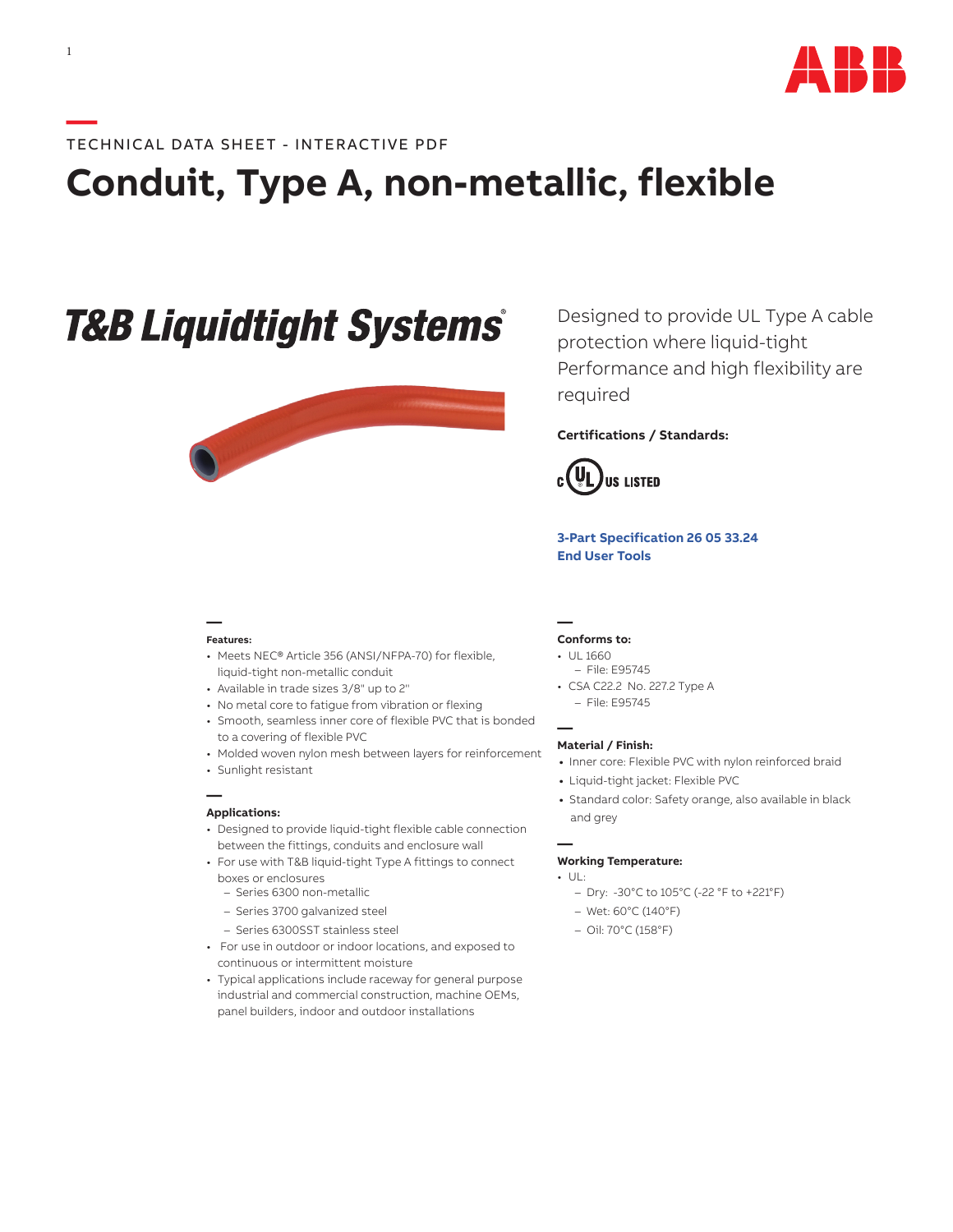TECHNICAL DATA SHEET - INTERACTIVE PDF

# Conduit, Type A, non-metallic, flexible

**T&B Liquidtight Systems®**

Designed to provide UL Type A cable protection where liquid-tight Performance and high flexibility are required

**Certifications / Standards:**

c UL US LISTED

**3-Part Specification 26 05 33.24**
**End User Tools**

**Features:**

- Meets NEC® Article 356 (ANSI/NFPA-70) for flexible, liquid-tight non-metallic conduit
- Available in trade sizes 3/8" up to 2"
- No metal core to fatigue from vibration or flexing
- Smooth, seamless inner core of flexible PVC that is bonded to a covering of flexible PVC
- Molded woven nylon mesh between layers for reinforcement
- Sunlight resistant

**Applications:**

- Designed to provide liquid-tight flexible cable connection between the fittings, conduits and enclosure wall
- For use with T&B liquid-tight Type A fittings to connect boxes or enclosures
  - Series 6300 non-metallic
  - Series 3700 galvanized steel
  - Series 6300SST stainless steel
- For use in outdoor or indoor locations, and exposed to continuous or intermittent moisture
- Typical applications include raceway for general purpose industrial and commercial construction, machine OEMs, panel builders, indoor and outdoor installations

**Conforms to:**

- UL 1660
  - File: E95745
- CSA C22.2 No. 227.2 Type A
  - File: E95745

**Material / Finish:**

- Inner core: Flexible PVC with nylon reinforced braid
- Liquid-tight jacket: Flexible PVC
- Standard color: Safety orange, also available in black and grey

**Working Temperature:**

- UL:
  - Dry: -30°C to 105°C (-22 °F to +221°F)
  - Wet: 60°C (140°F)
  - Oil: 70°C (158°F)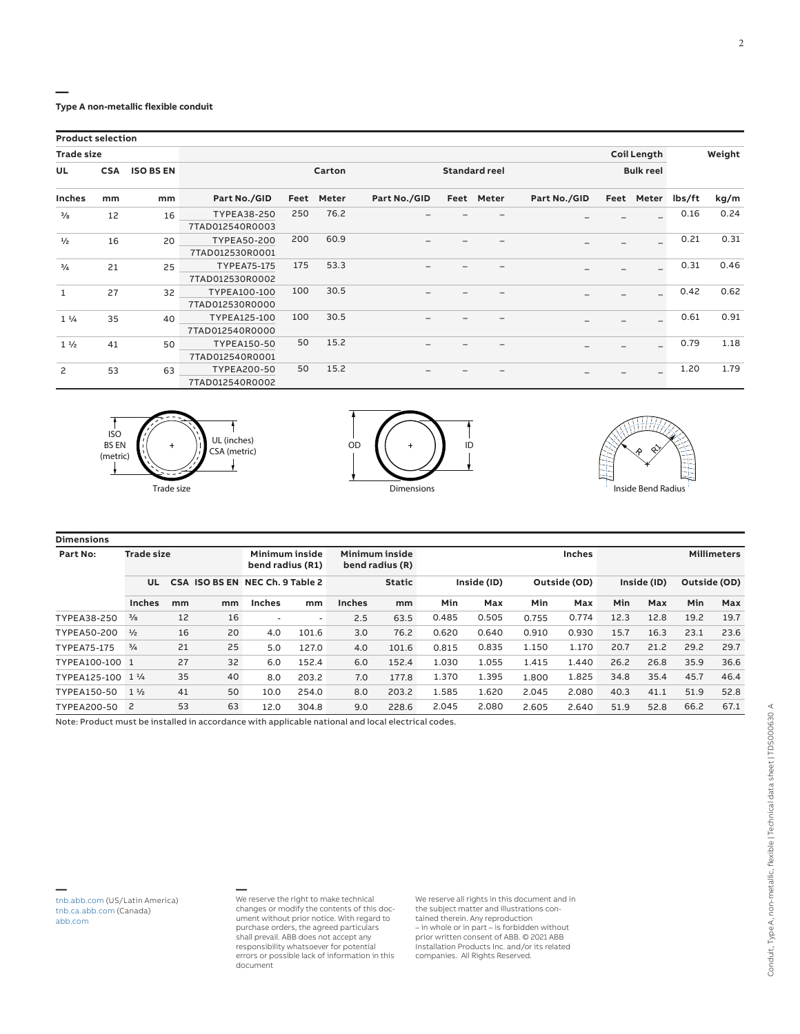## Type A non-metallic flexible conduit

**Product selection**

| Trade size | | | | | | | | | | | Coil Length | | Weight | |
|---|---|---|---|---|---|---|---|---|---|---|---|---|---|---|
| UL | CSA | ISO BS EN | Carton | | | Standard reel | | | Bulk reel | | | | | |
| Inches | mm | mm | Part No./GID | Feet | Meter | Part No./GID | Feet | Meter | Part No./GID | Feet | Meter | lbs/ft | kg/m |
| ⅜ | 12 | 16 | TYPEA38-250 7TAD012540R0003 | 250 | 76.2 | – | – | – | – | – | – | 0.16 | 0.24 |
| ½ | 16 | 20 | TYPEA50-200 7TAD012530R0001 | 200 | 60.9 | – | – | – | – | – | – | 0.21 | 0.31 |
| ¾ | 21 | 25 | TYPEA75-175 7TAD012530R0002 | 175 | 53.3 | – | – | – | – | – | – | 0.31 | 0.46 |
| 1 | 27 | 32 | TYPEA100-100 7TAD012530R0000 | 100 | 30.5 | – | – | – | – | – | – | 0.42 | 0.62 |
| 1 ¼ | 35 | 40 | TYPEA125-100 7TAD012540R0000 | 100 | 30.5 | – | – | – | – | – | – | 0.61 | 0.91 |
| 1 ½ | 41 | 50 | TYPEA150-50 7TAD012540R0001 | 50 | 15.2 | – | – | – | – | – | – | 0.79 | 1.18 |
| 2 | 53 | 63 | TYPEA200-50 7TAD012540R0002 | 50 | 15.2 | – | – | – | – | – | – | 1.20 | 1.79 |

ISO BS EN (metric)
UL (inches) CSA (metric)
Trade size

OD
ID
Dimensions

R
R1
Inside Bend Radius

**Dimensions**

| Part No: | Trade size | | | Minimum inside bend radius (R1) | | Minimum inside bend radius (R) | | Inches | | | | Millimeters | | | |
|---|---|---|---|---|---|---|---|---|---|---|---|---|---|---|---|
| | UL | CSA | ISO BS EN | NEC Ch. 9 Table 2 | | Static | | Inside (ID) | | Outside (OD) | | Inside (ID) | | Outside (OD) | |
| | Inches | mm | mm | Inches | mm | Inches | mm | Min | Max | Min | Max | Min | Max | Min | Max |
| TYPEA38-250 | ⅜ | 12 | 16 | - | - | 2.5 | 63.5 | 0.485 | 0.505 | 0.755 | 0.774 | 12.3 | 12.8 | 19.2 | 19.7 |
| TYPEA50-200 | ½ | 16 | 20 | 4.0 | 101.6 | 3.0 | 76.2 | 0.620 | 0.640 | 0.910 | 0.930 | 15.7 | 16.3 | 23.1 | 23.6 |
| TYPEA75-175 | ¾ | 21 | 25 | 5.0 | 127.0 | 4.0 | 101.6 | 0.815 | 0.835 | 1.150 | 1.170 | 20.7 | 21.2 | 29.2 | 29.7 |
| TYPEA100-100 | 1 | 27 | 32 | 6.0 | 152.4 | 6.0 | 152.4 | 1.030 | 1.055 | 1.415 | 1.440 | 26.2 | 26.8 | 35.9 | 36.6 |
| TYPEA125-100 | 1 ¼ | 35 | 40 | 8.0 | 203.2 | 7.0 | 177.8 | 1.370 | 1.395 | 1.800 | 1.825 | 34.8 | 35.4 | 45.7 | 46.4 |
| TYPEA150-50 | 1 ½ | 41 | 50 | 10.0 | 254.0 | 8.0 | 203.2 | 1.585 | 1.620 | 2.045 | 2.080 | 40.3 | 41.1 | 51.9 | 52.8 |
| TYPEA200-50 | 2 | 53 | 63 | 12.0 | 304.8 | 9.0 | 228.6 | 2.045 | 2.080 | 2.605 | 2.640 | 51.9 | 52.8 | 66.2 | 67.1 |

Note: Product must be installed in accordance with applicable national and local electrical codes.

tnb.abb.com (US/Latin America)
tnb.ca.abb.com (Canada)
abb.com

We reserve the right to make technical changes or modify the contents of this document without prior notice. With regard to purchase orders, the agreed particulars shall prevail. ABB does not accept any responsibility whatsoever for potential errors or possible lack of information in this document

We reserve all rights in this document and in the subject matter and illustrations contained therein. Any reproduction – in whole or in part – is forbidden without prior written consent of ABB. © 2021 ABB Installation Products Inc. and/or its related companies. All Rights Reserved.

Conduit, Type A, non-metallic, flexible | Technical data sheet | TDS000630 A